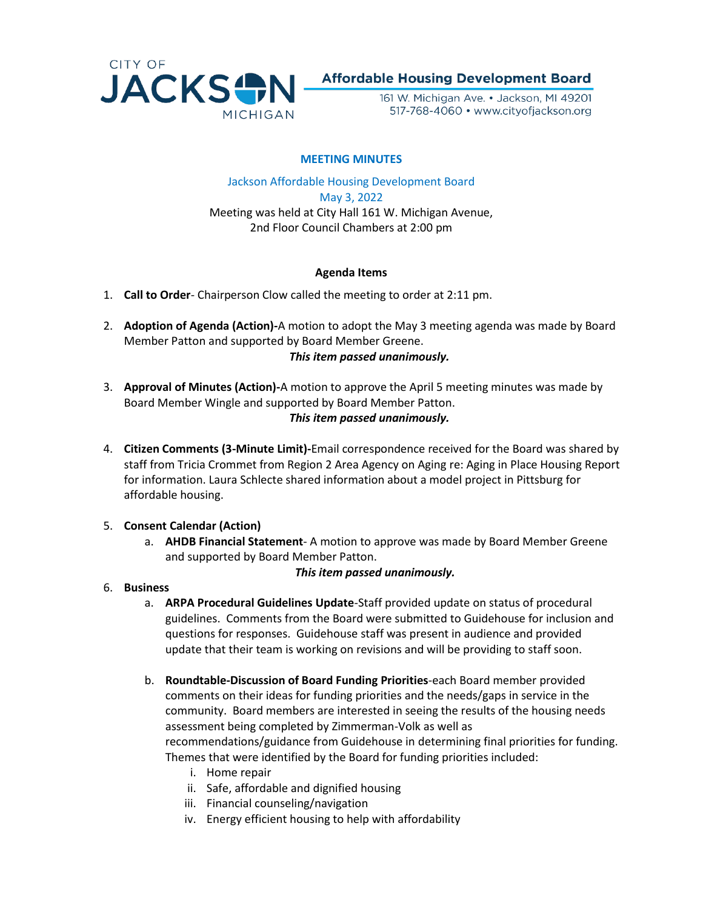CITY OF JACKSON MICHIGAN

**Affordable Housing Development Board**

161 W. Michigan Ave. • Jackson, MI 49201
517-768-4060 • www.cityofjackson.org

## MEETING MINUTES

Jackson Affordable Housing Development Board
May 3, 2022
Meeting was held at City Hall 161 W. Michigan Avenue,
2nd Floor Council Chambers at 2:00 pm

### Agenda Items

1. **Call to Order**- Chairperson Clow called the meeting to order at 2:11 pm.

2. **Adoption of Agenda (Action)-**A motion to adopt the May 3 meeting agenda was made by Board Member Patton and supported by Board Member Greene.
   ***This item passed unanimously.***

3. **Approval of Minutes (Action)-**A motion to approve the April 5 meeting minutes was made by Board Member Wingle and supported by Board Member Patton.
   ***This item passed unanimously.***

4. **Citizen Comments (3-Minute Limit)-**Email correspondence received for the Board was shared by staff from Tricia Crommet from Region 2 Area Agency on Aging re: Aging in Place Housing Report for information. Laura Schlecte shared information about a model project in Pittsburg for affordable housing.

5. **Consent Calendar (Action)**
   a. **AHDB Financial Statement**- A motion to approve was made by Board Member Greene and supported by Board Member Patton.
      ***This item passed unanimously.***

6. **Business**
   a. **ARPA Procedural Guidelines Update**-Staff provided update on status of procedural guidelines. Comments from the Board were submitted to Guidehouse for inclusion and questions for responses. Guidehouse staff was present in audience and provided update that their team is working on revisions and will be providing to staff soon.

   b. **Roundtable-Discussion of Board Funding Priorities**-each Board member provided comments on their ideas for funding priorities and the needs/gaps in service in the community. Board members are interested in seeing the results of the housing needs assessment being completed by Zimmerman-Volk as well as recommendations/guidance from Guidehouse in determining final priorities for funding. Themes that were identified by the Board for funding priorities included:
      i. Home repair
      ii. Safe, affordable and dignified housing
      iii. Financial counseling/navigation
      iv. Energy efficient housing to help with affordability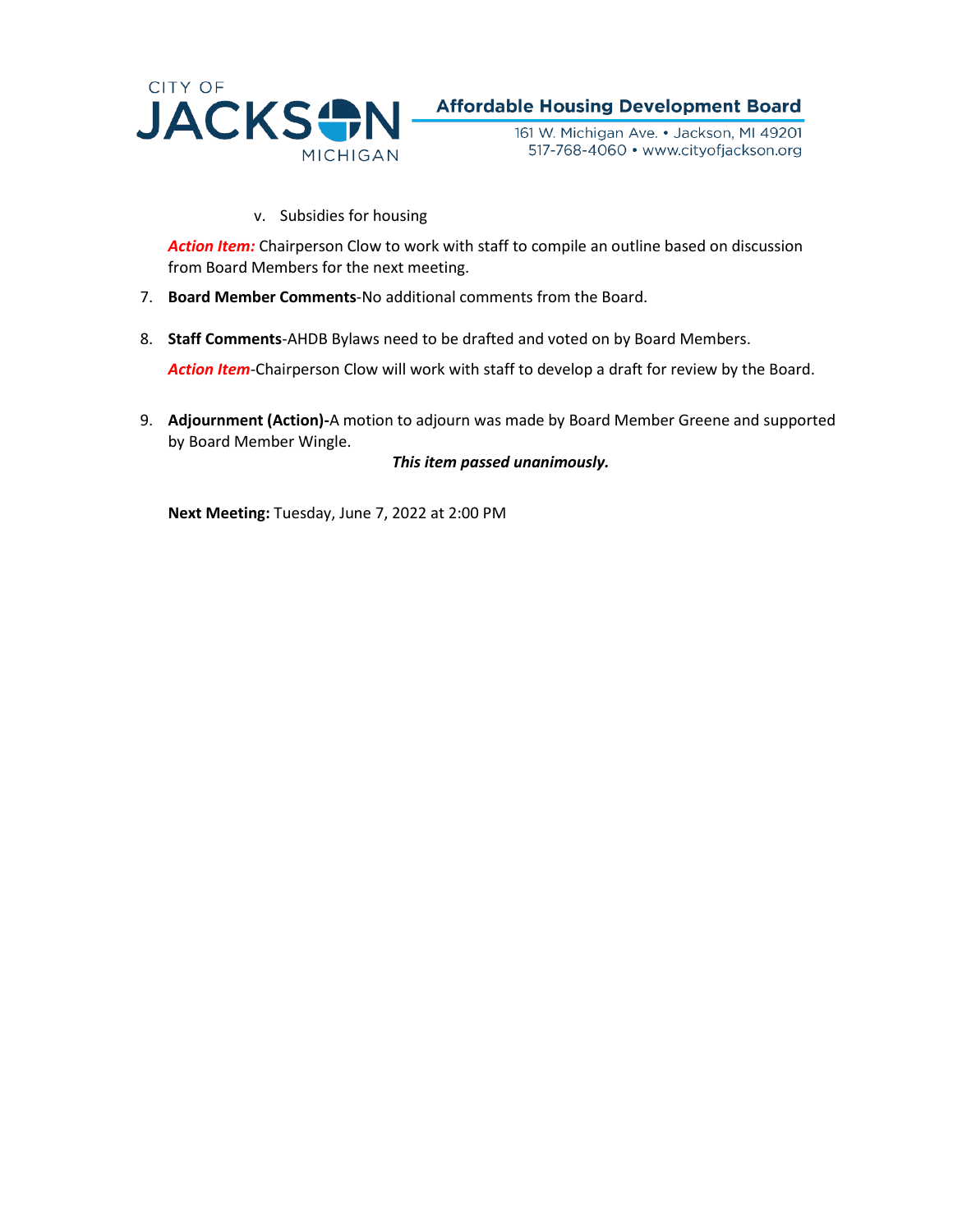v. Subsidies for housing

***Action Item:*** Chairperson Clow to work with staff to compile an outline based on discussion from Board Members for the next meeting.

7. **Board Member Comments**-No additional comments from the Board.

8. **Staff Comments**-AHDB Bylaws need to be drafted and voted on by Board Members.

   ***Action Item***-Chairperson Clow will work with staff to develop a draft for review by the Board.

9. **Adjournment (Action)-**A motion to adjourn was made by Board Member Greene and supported by Board Member Wingle.

   ***This item passed unanimously.***

**Next Meeting:** Tuesday, June 7, 2022 at 2:00 PM